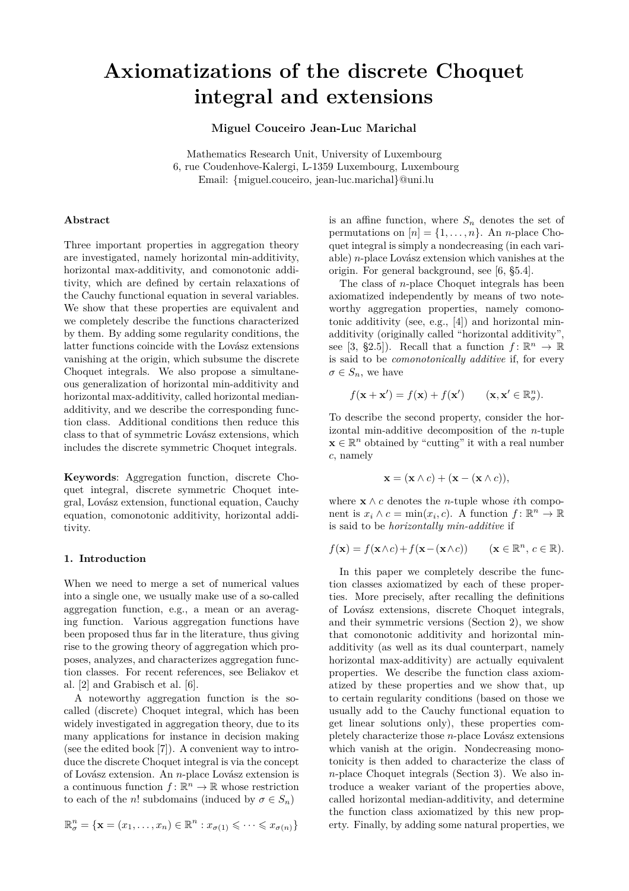# Axiomatizations of the discrete Choquet integral and extensions

**Miguel Couceiro Jean-Luc Marichal**

Mathematics Research Unit, University of Luxembourg
6, rue Coudenhove-Kalergi, L-1359 Luxembourg, Luxembourg
Email: {miguel.couceiro, jean-luc.marichal}@uni.lu

### Abstract

Three important properties in aggregation theory are investigated, namely horizontal min-additivity, horizontal max-additivity, and comonotonic additivity, which are defined by certain relaxations of the Cauchy functional equation in several variables. We show that these properties are equivalent and we completely describe the functions characterized by them. By adding some regularity conditions, the latter functions coincide with the Lovász extensions vanishing at the origin, which subsume the discrete Choquet integrals. We also propose a simultaneous generalization of horizontal min-additivity and horizontal max-additivity, called horizontal median-additivity, and we describe the corresponding function class. Additional conditions then reduce this class to that of symmetric Lovász extensions, which includes the discrete symmetric Choquet integrals.

**Keywords**: Aggregation function, discrete Choquet integral, discrete symmetric Choquet integral, Lovász extension, functional equation, Cauchy equation, comonotonic additivity, horizontal additivity.

### 1. Introduction

When we need to merge a set of numerical values into a single one, we usually make use of a so-called aggregation function, e.g., a mean or an averaging function. Various aggregation functions have been proposed thus far in the literature, thus giving rise to the growing theory of aggregation which proposes, analyzes, and characterizes aggregation function classes. For recent references, see Beliakov et al. [2] and Grabisch et al. [6].

A noteworthy aggregation function is the so-called (discrete) Choquet integral, which has been widely investigated in aggregation theory, due to its many applications for instance in decision making (see the edited book [7]). A convenient way to introduce the discrete Choquet integral is via the concept of Lovász extension. An $n$-place Lovász extension is a continuous function $f\colon \mathbb{R}^n \to \mathbb{R}$ whose restriction to each of the $n!$ subdomains (induced by $\sigma \in S_n$)

$$\mathbb{R}^n_\sigma = \{\mathbf{x} = (x_1, \ldots, x_n) \in \mathbb{R}^n : x_{\sigma(1)} \leqslant \cdots \leqslant x_{\sigma(n)}\}$$

is an affine function, where $S_n$ denotes the set of permutations on $[n] = \{1, \ldots, n\}$. An $n$-place Choquet integral is simply a nondecreasing (in each variable) $n$-place Lovász extension which vanishes at the origin. For general background, see [6, §5.4].

The class of $n$-place Choquet integrals has been axiomatized independently by means of two noteworthy aggregation properties, namely comonotonic additivity (see, e.g., [4]) and horizontal min-additivity (originally called "horizontal additivity", see [3, §2.5]). Recall that a function $f\colon \mathbb{R}^n \to \mathbb{R}$ is said to be *comonotonically additive* if, for every $\sigma \in S_n$, we have

$$f(\mathbf{x} + \mathbf{x}') = f(\mathbf{x}) + f(\mathbf{x}') \qquad (\mathbf{x}, \mathbf{x}' \in \mathbb{R}^n_\sigma).$$

To describe the second property, consider the horizontal min-additive decomposition of the $n$-tuple $\mathbf{x} \in \mathbb{R}^n$ obtained by "cutting" it with a real number $c$, namely

$$\mathbf{x} = (\mathbf{x} \wedge c) + (\mathbf{x} - (\mathbf{x} \wedge c)),$$

where $\mathbf{x} \wedge c$ denotes the $n$-tuple whose $i$th component is $x_i \wedge c = \min(x_i, c)$. A function $f\colon \mathbb{R}^n \to \mathbb{R}$ is said to be *horizontally min-additive* if

$$f(\mathbf{x}) = f(\mathbf{x} \wedge c) + f(\mathbf{x} - (\mathbf{x} \wedge c)) \qquad (\mathbf{x} \in \mathbb{R}^n,\ c \in \mathbb{R}).$$

In this paper we completely describe the function classes axiomatized by each of these properties. More precisely, after recalling the definitions of Lovász extensions, discrete Choquet integrals, and their symmetric versions (Section 2), we show that comonotonic additivity and horizontal min-additivity (as well as its dual counterpart, namely horizontal max-additivity) are actually equivalent properties. We describe the function class axiomatized by these properties and we show that, up to certain regularity conditions (based on those we usually add to the Cauchy functional equation to get linear solutions only), these properties completely characterize those $n$-place Lovász extensions which vanish at the origin. Nondecreasing monotonicity is then added to characterize the class of $n$-place Choquet integrals (Section 3). We also introduce a weaker variant of the properties above, called horizontal median-additivity, and determine the function class axiomatized by this new property. Finally, by adding some natural properties, we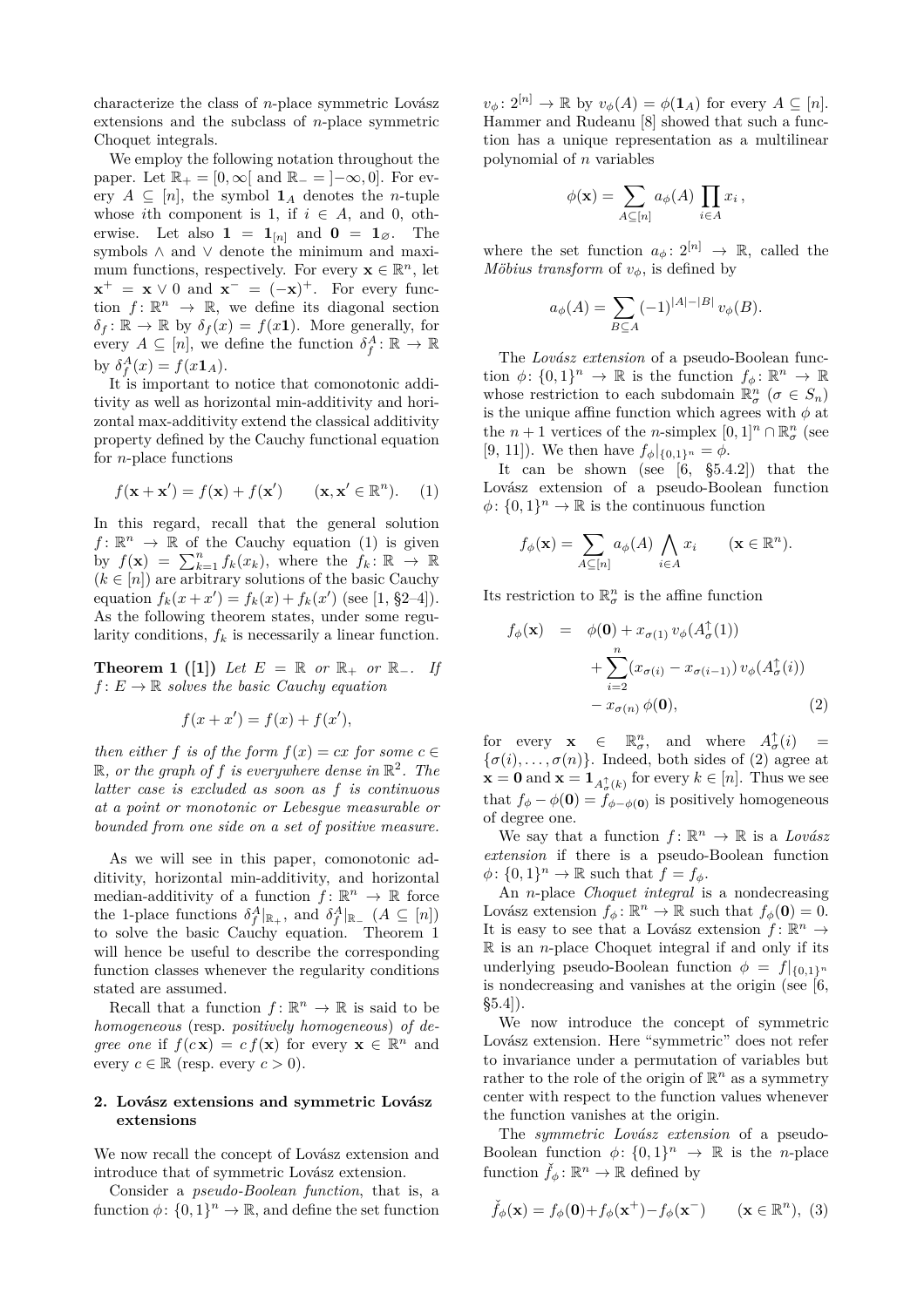characterize the class of $n$-place symmetric Lovász extensions and the subclass of $n$-place symmetric Choquet integrals.

We employ the following notation throughout the paper. Let $\mathbb{R}_+ = [0,\infty[$ and $\mathbb{R}_- = ]-\infty, 0]$. For every $A \subseteq [n]$, the symbol $\mathbf{1}_A$ denotes the $n$-tuple whose $i$th component is 1, if $i \in A$, and 0, otherwise. Let also $\mathbf{1} = \mathbf{1}_{[n]}$ and $\mathbf{0} = \mathbf{1}_{\varnothing}$. The symbols $\wedge$ and $\vee$ denote the minimum and maximum functions, respectively. For every $\mathbf{x} \in \mathbb{R}^n$, let $\mathbf{x}^+ = \mathbf{x} \vee 0$ and $\mathbf{x}^- = (-\mathbf{x})^+$. For every function $f\colon \mathbb{R}^n \to \mathbb{R}$, we define its diagonal section $\delta_f\colon \mathbb{R} \to \mathbb{R}$ by $\delta_f(x) = f(x\mathbf{1})$. More generally, for every $A \subseteq [n]$, we define the function $\delta_f^A\colon \mathbb{R} \to \mathbb{R}$ by $\delta_f^A(x) = f(x\mathbf{1}_A)$.

It is important to notice that comonotonic additivity as well as horizontal min-additivity and horizontal max-additivity extend the classical additivity property defined by the Cauchy functional equation for $n$-place functions

$$f(\mathbf{x}+\mathbf{x}') = f(\mathbf{x}) + f(\mathbf{x}') \qquad (\mathbf{x},\mathbf{x}' \in \mathbb{R}^n). \quad (1)$$

In this regard, recall that the general solution $f\colon \mathbb{R}^n \to \mathbb{R}$ of the Cauchy equation (1) is given by $f(\mathbf{x}) = \sum_{k=1}^n f_k(x_k)$, where the $f_k\colon \mathbb{R} \to \mathbb{R}$ ($k \in [n]$) are arbitrary solutions of the basic Cauchy equation $f_k(x+x') = f_k(x) + f_k(x')$ (see [1, §2–4]). As the following theorem states, under some regularity conditions, $f_k$ is necessarily a linear function.

**Theorem 1 ([1])** *Let $E = \mathbb{R}$ or $\mathbb{R}_+$ or $\mathbb{R}_-$. If $f\colon E \to \mathbb{R}$ solves the basic Cauchy equation*

$$f(x+x') = f(x) + f(x'),$$

*then either $f$ is of the form $f(x) = cx$ for some $c \in \mathbb{R}$, or the graph of $f$ is everywhere dense in $\mathbb{R}^2$. The latter case is excluded as soon as $f$ is continuous at a point or monotonic or Lebesgue measurable or bounded from one side on a set of positive measure.*

As we will see in this paper, comonotonic additivity, horizontal min-additivity, and horizontal median-additivity of a function $f\colon \mathbb{R}^n \to \mathbb{R}$ force the 1-place functions $\delta_f^A|_{\mathbb{R}_+}$ and $\delta_f^A|_{\mathbb{R}_-}$ ($A \subseteq [n]$) to solve the basic Cauchy equation. Theorem 1 will hence be useful to describe the corresponding function classes whenever the regularity conditions stated are assumed.

Recall that a function $f\colon \mathbb{R}^n \to \mathbb{R}$ is said to be *homogeneous* (resp. *positively homogeneous*) *of degree one* if $f(c\,\mathbf{x}) = c\,f(\mathbf{x})$ for every $\mathbf{x} \in \mathbb{R}^n$ and every $c \in \mathbb{R}$ (resp. every $c > 0$).

## 2. Lovász extensions and symmetric Lovász extensions

We now recall the concept of Lovász extension and introduce that of symmetric Lovász extension.

Consider a *pseudo-Boolean function*, that is, a function $\phi\colon \{0,1\}^n \to \mathbb{R}$, and define the set function $v_\phi\colon 2^{[n]} \to \mathbb{R}$ by $v_\phi(A) = \phi(\mathbf{1}_A)$ for every $A \subseteq [n]$. Hammer and Rudeanu [8] showed that such a function has a unique representation as a multilinear polynomial of $n$ variables

$$\phi(\mathbf{x}) = \sum_{A\subseteq[n]} a_\phi(A) \prod_{i\in A} x_i\,,$$

where the set function $a_\phi\colon 2^{[n]} \to \mathbb{R}$, called the *Möbius transform* of $v_\phi$, is defined by

$$a_\phi(A) = \sum_{B\subseteq A} (-1)^{|A|-|B|}\, v_\phi(B).$$

The *Lovász extension* of a pseudo-Boolean function $\phi\colon \{0,1\}^n \to \mathbb{R}$ is the function $f_\phi\colon \mathbb{R}^n \to \mathbb{R}$ whose restriction to each subdomain $\mathbb{R}^n_\sigma$ ($\sigma \in S_n$) is the unique affine function which agrees with $\phi$ at the $n+1$ vertices of the $n$-simplex $[0,1]^n \cap \mathbb{R}^n_\sigma$ (see [9, 11]). We then have $f_\phi|_{\{0,1\}^n} = \phi$.

It can be shown (see [6, §5.4.2]) that the Lovász extension of a pseudo-Boolean function $\phi\colon \{0,1\}^n \to \mathbb{R}$ is the continuous function

$$f_\phi(\mathbf{x}) = \sum_{A\subseteq[n]} a_\phi(A) \bigwedge_{i\in A} x_i \qquad (\mathbf{x} \in \mathbb{R}^n).$$

Its restriction to $\mathbb{R}^n_\sigma$ is the affine function

$$\begin{aligned} f_\phi(\mathbf{x}) \;&=\; \phi(\mathbf{0}) + x_{\sigma(1)}\, v_\phi(A^\uparrow_\sigma(1)) \\ &\quad + \sum_{i=2}^n (x_{\sigma(i)} - x_{\sigma(i-1)})\, v_\phi(A^\uparrow_\sigma(i)) \\ &\quad - x_{\sigma(n)}\, \phi(\mathbf{0}), \end{aligned} \quad (2)$$

for every $\mathbf{x} \in \mathbb{R}^n_\sigma$, and where $A^\uparrow_\sigma(i) = \{\sigma(i),\ldots,\sigma(n)\}$. Indeed, both sides of (2) agree at $\mathbf{x} = \mathbf{0}$ and $\mathbf{x} = \mathbf{1}_{A^\uparrow_\sigma(k)}$ for every $k \in [n]$. Thus we see that $f_\phi - \phi(\mathbf{0}) = f_{\phi-\phi(\mathbf{0})}$ is positively homogeneous of degree one.

We say that a function $f\colon \mathbb{R}^n \to \mathbb{R}$ is a *Lovász extension* if there is a pseudo-Boolean function $\phi\colon \{0,1\}^n \to \mathbb{R}$ such that $f = f_\phi$.

An $n$-place *Choquet integral* is a nondecreasing Lovász extension $f_\phi\colon \mathbb{R}^n \to \mathbb{R}$ such that $f_\phi(\mathbf{0}) = 0$. It is easy to see that a Lovász extension $f\colon \mathbb{R}^n \to \mathbb{R}$ is an $n$-place Choquet integral if and only if its underlying pseudo-Boolean function $\phi = f|_{\{0,1\}^n}$ is nondecreasing and vanishes at the origin (see [6, §5.4]).

We now introduce the concept of symmetric Lovász extension. Here "symmetric" does not refer to invariance under a permutation of variables but rather to the role of the origin of $\mathbb{R}^n$ as a symmetry center with respect to the function values whenever the function vanishes at the origin.

The *symmetric Lovász extension* of a pseudo-Boolean function $\phi\colon \{0,1\}^n \to \mathbb{R}$ is the $n$-place function $\check{f}_\phi\colon \mathbb{R}^n \to \mathbb{R}$ defined by

$$\check{f}_\phi(\mathbf{x}) = f_\phi(\mathbf{0}) + f_\phi(\mathbf{x}^+) - f_\phi(\mathbf{x}^-) \qquad (\mathbf{x} \in \mathbb{R}^n), \quad (3)$$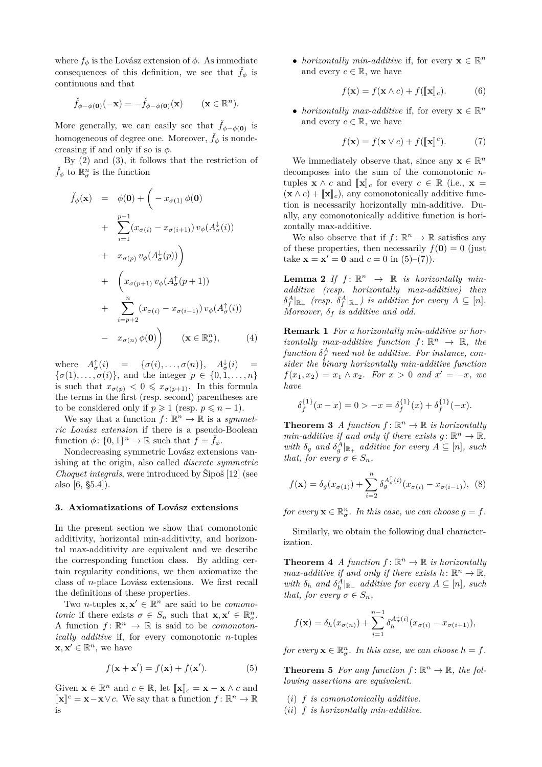where $f_\phi$ is the Lovász extension of $\phi$. As immediate consequences of this definition, we see that $\check{f}_\phi$ is continuous and that

$$\check{f}_{\phi-\phi(\mathbf{0})}(-\mathbf{x}) = -\check{f}_{\phi-\phi(\mathbf{0})}(\mathbf{x}) \qquad (\mathbf{x} \in \mathbb{R}^n).$$

More generally, we can easily see that $\check{f}_{\phi-\phi(\mathbf{0})}$ is homogeneous of degree one. Moreover, $\check{f}_\phi$ is nondecreasing if and only if so is $\phi$.

By (2) and (3), it follows that the restriction of $\check{f}_\phi$ to $\mathbb{R}^n_\sigma$ is the function

$$\begin{aligned}
\check{f}_\phi(\mathbf{x}) &= \phi(\mathbf{0}) + \Bigg( - x_{\sigma(1)}\, \phi(\mathbf{0}) \\
&+ \sum_{i=1}^{p-1} (x_{\sigma(i)} - x_{\sigma(i+1)})\, v_\phi(A^{\downarrow}_\sigma(i)) \\
&+ x_{\sigma(p)}\, v_\phi(A^{\downarrow}_\sigma(p)) \Bigg) \\
&+ \Bigg( x_{\sigma(p+1)}\, v_\phi(A^{\uparrow}_\sigma(p+1)) \\
&+ \sum_{i=p+2}^{n} (x_{\sigma(i)} - x_{\sigma(i-1)})\, v_\phi(A^{\uparrow}_\sigma(i)) \\
&- x_{\sigma(n)}\, \phi(\mathbf{0}) \Bigg) \qquad (\mathbf{x} \in \mathbb{R}^n_\sigma), \qquad (4)
\end{aligned}$$

where $A^{\uparrow}_\sigma(i) = \{\sigma(i), \ldots, \sigma(n)\}$, $A^{\downarrow}_\sigma(i) = \{\sigma(1), \ldots, \sigma(i)\}$, and the integer $p \in \{0, 1, \ldots, n\}$ is such that $x_{\sigma(p)} < 0 \leqslant x_{\sigma(p+1)}$. In this formula the terms in the first (resp. second) parentheses are to be considered only if $p \geqslant 1$ (resp. $p \leqslant n-1$).

We say that a function $f\colon \mathbb{R}^n \to \mathbb{R}$ is a *symmetric Lovász extension* if there is a pseudo-Boolean function $\phi\colon \{0,1\}^n \to \mathbb{R}$ such that $f = \check{f}_\phi$.

Nondecreasing symmetric Lovász extensions vanishing at the origin, also called *discrete symmetric Choquet integrals*, were introduced by Šipoš [12] (see also [6, §5.4]).

## 3. Axiomatizations of Lovász extensions

In the present section we show that comonotonic additivity, horizontal min-additivity, and horizontal max-additivity are equivalent and we describe the corresponding function class. By adding certain regularity conditions, we then axiomatize the class of $n$-place Lovász extensions. We first recall the definitions of these properties.

Two $n$-tuples $\mathbf{x}, \mathbf{x}' \in \mathbb{R}^n$ are said to be *comonotonic* if there exists $\sigma \in S_n$ such that $\mathbf{x}, \mathbf{x}' \in \mathbb{R}^n_\sigma$. A function $f\colon \mathbb{R}^n \to \mathbb{R}$ is said to be *comonotonically additive* if, for every comonotonic $n$-tuples $\mathbf{x}, \mathbf{x}' \in \mathbb{R}^n$, we have

$$f(\mathbf{x} + \mathbf{x}') = f(\mathbf{x}) + f(\mathbf{x}'). \qquad (5)$$

Given $\mathbf{x} \in \mathbb{R}^n$ and $c \in \mathbb{R}$, let $[\![\mathbf{x}]\!]_c = \mathbf{x} - \mathbf{x} \wedge c$ and $[\![\mathbf{x}]\!]^c = \mathbf{x} - \mathbf{x} \vee c$. We say that a function $f\colon \mathbb{R}^n \to \mathbb{R}$ is

- *horizontally min-additive* if, for every $\mathbf{x} \in \mathbb{R}^n$ and every $c \in \mathbb{R}$, we have

$$f(\mathbf{x}) = f(\mathbf{x} \wedge c) + f([\![\mathbf{x}]\!]_c). \qquad (6)$$

- *horizontally max-additive* if, for every $\mathbf{x} \in \mathbb{R}^n$ and every $c \in \mathbb{R}$, we have

$$f(\mathbf{x}) = f(\mathbf{x} \vee c) + f([\![\mathbf{x}]\!]^c). \qquad (7)$$

We immediately observe that, since any $\mathbf{x} \in \mathbb{R}^n$ decomposes into the sum of the comonotonic $n$-tuples $\mathbf{x} \wedge c$ and $[\![\mathbf{x}]\!]_c$ for every $c \in \mathbb{R}$ (i.e., $\mathbf{x} = (\mathbf{x} \wedge c) + [\![\mathbf{x}]\!]_c$), any comonotonically additive function is necessarily horizontally min-additive. Dually, any comonotonically additive function is horizontally max-additive.

We also observe that if $f\colon \mathbb{R}^n \to \mathbb{R}$ satisfies any of these properties, then necessarily $f(\mathbf{0}) = 0$ (just take $\mathbf{x} = \mathbf{x}' = \mathbf{0}$ and $c = 0$ in (5)–(7)).

**Lemma 2** *If $f\colon \mathbb{R}^n \to \mathbb{R}$ is horizontally min-additive (resp. horizontally max-additive) then $\delta^A_f|_{\mathbb{R}_+}$ (resp. $\delta^A_f|_{\mathbb{R}_-}$) is additive for every $A \subseteq [n]$. Moreover, $\delta_f$ is additive and odd.*

**Remark 1** *For a horizontally min-additive or horizontally max-additive function $f\colon \mathbb{R}^n \to \mathbb{R}$, the function $\delta^A_f$ need not be additive. For instance, consider the binary horizontally min-additive function $f(x_1, x_2) = x_1 \wedge x_2$. For $x > 0$ and $x' = -x$, we have*

$$\delta^{\{1\}}_f(x - x) = 0 > -x = \delta^{\{1\}}_f(x) + \delta^{\{1\}}_f(-x).$$

**Theorem 3** *A function $f\colon \mathbb{R}^n \to \mathbb{R}$ is horizontally min-additive if and only if there exists $g\colon \mathbb{R}^n \to \mathbb{R}$, with $\delta_g$ and $\delta^A_g|_{\mathbb{R}_+}$ additive for every $A \subseteq [n]$, such that, for every $\sigma \in S_n$,*

$$f(\mathbf{x}) = \delta_g(x_{\sigma(1)}) + \sum_{i=2}^{n} \delta_g^{A^{\uparrow}_\sigma(i)}(x_{\sigma(i)} - x_{\sigma(i-1)}), \qquad (8)$$

*for every $\mathbf{x} \in \mathbb{R}^n_\sigma$. In this case, we can choose $g = f$.*

Similarly, we obtain the following dual characterization.

**Theorem 4** *A function $f\colon \mathbb{R}^n \to \mathbb{R}$ is horizontally max-additive if and only if there exists $h\colon \mathbb{R}^n \to \mathbb{R}$, with $\delta_h$ and $\delta^A_h|_{\mathbb{R}_-}$ additive for every $A \subseteq [n]$, such that, for every $\sigma \in S_n$,*

$$f(\mathbf{x}) = \delta_h(x_{\sigma(n)}) + \sum_{i=1}^{n-1} \delta_h^{A^{\downarrow}_\sigma(i)}(x_{\sigma(i)} - x_{\sigma(i+1)}),$$

*for every $\mathbf{x} \in \mathbb{R}^n_\sigma$. In this case, we can choose $h = f$.*

**Theorem 5** *For any function $f\colon \mathbb{R}^n \to \mathbb{R}$, the following assertions are equivalent.*

*(i) $f$ is comonotonically additive.*
*(ii) $f$ is horizontally min-additive.*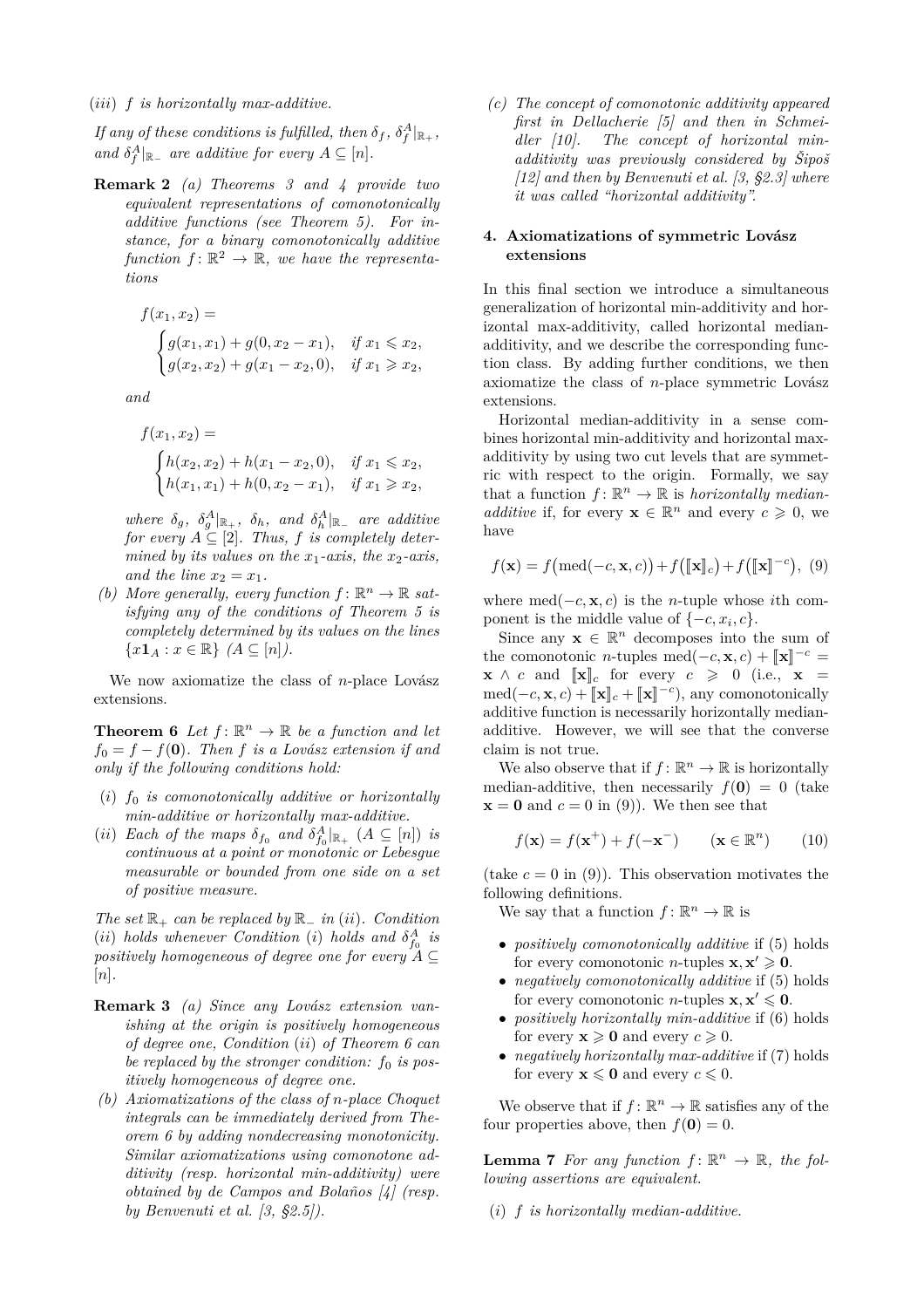(*iii*) *f is horizontally max-additive.*

*If any of these conditions is fulfilled, then* $\delta_f$, $\delta_f^A|_{\mathbb{R}_+}$, *and* $\delta_f^A|_{\mathbb{R}_-}$ *are additive for every* $A \subseteq [n]$.

**Remark 2** *(a) Theorems 3 and 4 provide two equivalent representations of comonotonically additive functions (see Theorem 5). For instance, for a binary comonotonically additive function* $f\colon \mathbb{R}^2 \to \mathbb{R}$*, we have the representations*

$$f(x_1, x_2) = \begin{cases} g(x_1, x_1) + g(0, x_2 - x_1), & \text{if } x_1 \leqslant x_2, \\ g(x_2, x_2) + g(x_1 - x_2, 0), & \text{if } x_1 \geqslant x_2, \end{cases}$$

*and*

$$f(x_1, x_2) = \begin{cases} h(x_2, x_2) + h(x_1 - x_2, 0), & \text{if } x_1 \leqslant x_2, \\ h(x_1, x_1) + h(0, x_2 - x_1), & \text{if } x_1 \geqslant x_2, \end{cases}$$

*where* $\delta_g$, $\delta_g^A|_{\mathbb{R}_+}$, $\delta_h$, *and* $\delta_h^A|_{\mathbb{R}_-}$ *are additive for every* $A \subseteq [2]$*. Thus, f is completely determined by its values on the* $x_1$*-axis, the* $x_2$*-axis, and the line* $x_2 = x_1$.

*(b) More generally, every function* $f\colon \mathbb{R}^n \to \mathbb{R}$ *satisfying any of the conditions of Theorem 5 is completely determined by its values on the lines* $\{x\mathbf{1}_A : x \in \mathbb{R}\}$ $(A \subseteq [n])$.

We now axiomatize the class of $n$-place Lovász extensions.

**Theorem 6** *Let* $f\colon \mathbb{R}^n \to \mathbb{R}$ *be a function and let* $f_0 = f - f(\mathbf{0})$*. Then f is a Lovász extension if and only if the following conditions hold:*

(*i*) $f_0$ *is comonotonically additive or horizontally min-additive or horizontally max-additive.*

(*ii*) *Each of the maps* $\delta_{f_0}$ *and* $\delta_{f_0}^A|_{\mathbb{R}_+}$ $(A \subseteq [n])$ *is continuous at a point or monotonic or Lebesgue measurable or bounded from one side on a set of positive measure.*

*The set* $\mathbb{R}_+$ *can be replaced by* $\mathbb{R}_-$ *in* (*ii*)*. Condition* (*ii*) *holds whenever Condition* (*i*) *holds and* $\delta_{f_0}^A$ *is positively homogeneous of degree one for every* $A \subseteq [n]$.

**Remark 3** *(a) Since any Lovász extension vanishing at the origin is positively homogeneous of degree one, Condition* (*ii*) *of Theorem 6 can be replaced by the stronger condition:* $f_0$ *is positively homogeneous of degree one.*

*(b) Axiomatizations of the class of n-place Choquet integrals can be immediately derived from Theorem 6 by adding nondecreasing monotonicity. Similar axiomatizations using comonotone additivity (resp. horizontal min-additivity) were obtained by de Campos and Bolaños [4] (resp. by Benvenuti et al. [3, §2.5]).*

*(c) The concept of comonotonic additivity appeared first in Dellacherie [5] and then in Schmeidler [10]. The concept of horizontal min-additivity was previously considered by Šipoš [12] and then by Benvenuti et al. [3, §2.3] where it was called "horizontal additivity".*

## 4. Axiomatizations of symmetric Lovász extensions

In this final section we introduce a simultaneous generalization of horizontal min-additivity and horizontal max-additivity, called horizontal median-additivity, and we describe the corresponding function class. By adding further conditions, we then axiomatize the class of $n$-place symmetric Lovász extensions.

Horizontal median-additivity in a sense combines horizontal min-additivity and horizontal max-additivity by using two cut levels that are symmetric with respect to the origin. Formally, we say that a function $f\colon \mathbb{R}^n \to \mathbb{R}$ is *horizontally median-additive* if, for every $\mathbf{x} \in \mathbb{R}^n$ and every $c \geqslant 0$, we have

$$f(\mathbf{x}) = f\big(\mathrm{med}(-c, \mathbf{x}, c)\big) + f\big([\![\mathbf{x}]\!]_c\big) + f\big([\![\mathbf{x}]\!]^{-c}\big), \quad (9)$$

where $\mathrm{med}(-c, \mathbf{x}, c)$ is the $n$-tuple whose $i$th component is the middle value of $\{-c, x_i, c\}$.

Since any $\mathbf{x} \in \mathbb{R}^n$ decomposes into the sum of the comonotonic $n$-tuples $\mathrm{med}(-c, \mathbf{x}, c) + [\![\mathbf{x}]\!]^{-c} = \mathbf{x} \wedge c$ and $[\![\mathbf{x}]\!]_c$ for every $c \geqslant 0$ (i.e., $\mathbf{x} = \mathrm{med}(-c, \mathbf{x}, c) + [\![\mathbf{x}]\!]_c + [\![\mathbf{x}]\!]^{-c}$), any comonotonically additive function is necessarily horizontally median-additive. However, we will see that the converse claim is not true.

We also observe that if $f\colon \mathbb{R}^n \to \mathbb{R}$ is horizontally median-additive, then necessarily $f(\mathbf{0}) = 0$ (take $\mathbf{x} = \mathbf{0}$ and $c = 0$ in (9)). We then see that

$$f(\mathbf{x}) = f(\mathbf{x}^+) + f(-\mathbf{x}^-) \qquad (\mathbf{x} \in \mathbb{R}^n) \qquad (10)$$

(take $c = 0$ in (9)). This observation motivates the following definitions.

We say that a function $f\colon \mathbb{R}^n \to \mathbb{R}$ is

- *positively comonotonically additive* if (5) holds for every comonotonic $n$-tuples $\mathbf{x}, \mathbf{x}' \geqslant \mathbf{0}$.
- *negatively comonotonically additive* if (5) holds for every comonotonic $n$-tuples $\mathbf{x}, \mathbf{x}' \leqslant \mathbf{0}$.
- *positively horizontally min-additive* if (6) holds for every $\mathbf{x} \geqslant \mathbf{0}$ and every $c \geqslant 0$.
- *negatively horizontally max-additive* if (7) holds for every $\mathbf{x} \leqslant \mathbf{0}$ and every $c \leqslant 0$.

We observe that if $f\colon \mathbb{R}^n \to \mathbb{R}$ satisfies any of the four properties above, then $f(\mathbf{0}) = 0$.

**Lemma 7** *For any function* $f\colon \mathbb{R}^n \to \mathbb{R}$*, the following assertions are equivalent.*

(*i*) *f is horizontally median-additive.*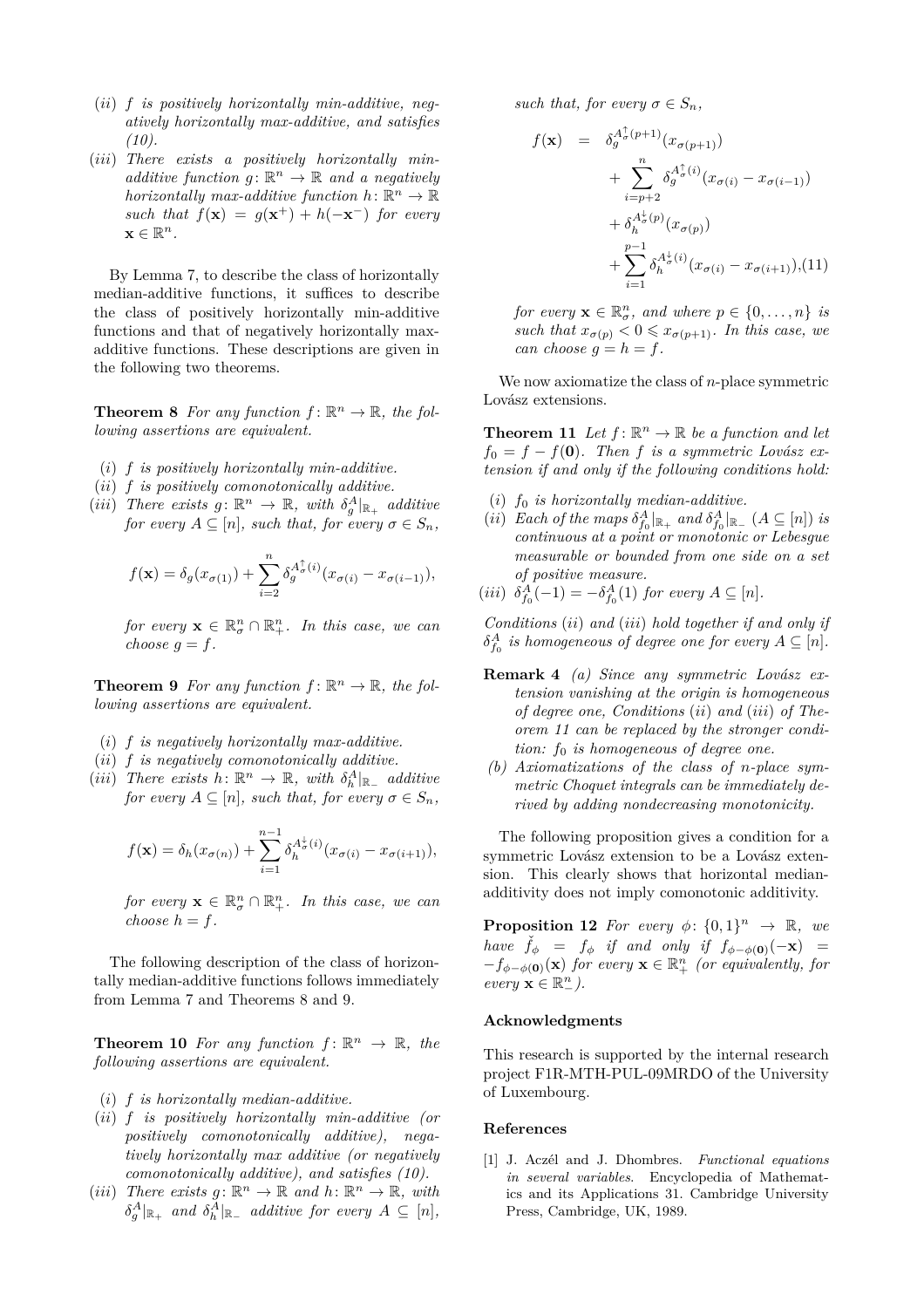(*ii*) *$f$ is positively horizontally min-additive, negatively horizontally max-additive, and satisfies (10).*

(*iii*) *There exists a positively horizontally min-additive function $g\colon \mathbb{R}^n \to \mathbb{R}$ and a negatively horizontally max-additive function $h\colon \mathbb{R}^n \to \mathbb{R}$ such that $f(\mathbf{x}) = g(\mathbf{x}^+) + h(-\mathbf{x}^-)$ for every $\mathbf{x} \in \mathbb{R}^n$.*

By Lemma 7, to describe the class of horizontally median-additive functions, it suffices to describe the class of positively horizontally min-additive functions and that of negatively horizontally max-additive functions. These descriptions are given in the following two theorems.

**Theorem 8** *For any function $f\colon \mathbb{R}^n \to \mathbb{R}$, the following assertions are equivalent.*

(*i*) *$f$ is positively horizontally min-additive.*

(*ii*) *$f$ is positively comonotonically additive.*

(*iii*) *There exists $g\colon \mathbb{R}^n \to \mathbb{R}$, with $\delta_g^A|_{\mathbb{R}_+}$ additive for every $A \subseteq [n]$, such that, for every $\sigma \in S_n$,*

$$f(\mathbf{x}) = \delta_g(x_{\sigma(1)}) + \sum_{i=2}^{n} \delta_g^{A_\sigma^\uparrow(i)}(x_{\sigma(i)} - x_{\sigma(i-1)}),$$

*for every $\mathbf{x} \in \mathbb{R}^n_\sigma \cap \mathbb{R}^n_+$. In this case, we can choose $g = f$.*

**Theorem 9** *For any function $f\colon \mathbb{R}^n \to \mathbb{R}$, the following assertions are equivalent.*

(*i*) *$f$ is negatively horizontally max-additive.*

(*ii*) *$f$ is negatively comonotonically additive.*

(*iii*) *There exists $h\colon \mathbb{R}^n \to \mathbb{R}$, with $\delta_h^A|_{\mathbb{R}_-}$ additive for every $A \subseteq [n]$, such that, for every $\sigma \in S_n$,*

$$f(\mathbf{x}) = \delta_h(x_{\sigma(n)}) + \sum_{i=1}^{n-1} \delta_h^{A_\sigma^\downarrow(i)}(x_{\sigma(i)} - x_{\sigma(i+1)}),$$

*for every $\mathbf{x} \in \mathbb{R}^n_\sigma \cap \mathbb{R}^n_+$. In this case, we can choose $h = f$.*

The following description of the class of horizontally median-additive functions follows immediately from Lemma 7 and Theorems 8 and 9.

**Theorem 10** *For any function $f\colon \mathbb{R}^n \to \mathbb{R}$, the following assertions are equivalent.*

(*i*) *$f$ is horizontally median-additive.*

(*ii*) *$f$ is positively horizontally min-additive (or positively comonotonically additive), negatively horizontally max additive (or negatively comonotonically additive), and satisfies (10).*

(*iii*) *There exists $g\colon \mathbb{R}^n \to \mathbb{R}$ and $h\colon \mathbb{R}^n \to \mathbb{R}$, with $\delta_g^A|_{\mathbb{R}_+}$ and $\delta_h^A|_{\mathbb{R}_-}$ additive for every $A \subseteq [n]$, such that, for every $\sigma \in S_n$,*

$$\begin{aligned} f(\mathbf{x}) \;=\;& \delta_g^{A_\sigma^\uparrow(p+1)}(x_{\sigma(p+1)}) \\ &+ \sum_{i=p+2}^{n} \delta_g^{A_\sigma^\uparrow(i)}(x_{\sigma(i)} - x_{\sigma(i-1)}) \\ &+ \delta_h^{A_\sigma^\downarrow(p)}(x_{\sigma(p)}) \\ &+ \sum_{i=1}^{p-1} \delta_h^{A_\sigma^\downarrow(i)}(x_{\sigma(i)} - x_{\sigma(i+1)}), \end{aligned} \tag{11}$$

*for every $\mathbf{x} \in \mathbb{R}^n_\sigma$, and where $p \in \{0, \ldots, n\}$ is such that $x_{\sigma(p)} < 0 \leqslant x_{\sigma(p+1)}$. In this case, we can choose $g = h = f$.*

We now axiomatize the class of $n$-place symmetric Lovász extensions.

**Theorem 11** *Let $f\colon \mathbb{R}^n \to \mathbb{R}$ be a function and let $f_0 = f - f(\mathbf{0})$. Then $f$ is a symmetric Lovász extension if and only if the following conditions hold:*

(*i*) *$f_0$ is horizontally median-additive.*

(*ii*) *Each of the maps $\delta_{f_0}^A|_{\mathbb{R}_+}$ and $\delta_{f_0}^A|_{\mathbb{R}_-}$ ($A \subseteq [n]$) is continuous at a point or monotonic or Lebesgue measurable or bounded from one side on a set of positive measure.*

(*iii*) *$\delta_{f_0}^A(-1) = -\delta_{f_0}^A(1)$ for every $A \subseteq [n]$.*

*Conditions (ii) and (iii) hold together if and only if $\delta_{f_0}^A$ is homogeneous of degree one for every $A \subseteq [n]$.*

**Remark 4** *(a) Since any symmetric Lovász extension vanishing at the origin is homogeneous of degree one, Conditions (ii) and (iii) of Theorem 11 can be replaced by the stronger condition: $f_0$ is homogeneous of degree one.*

*(b) Axiomatizations of the class of $n$-place symmetric Choquet integrals can be immediately derived by adding nondecreasing monotonicity.*

The following proposition gives a condition for a symmetric Lovász extension to be a Lovász extension. This clearly shows that horizontal median-additivity does not imply comonotonic additivity.

**Proposition 12** *For every $\phi\colon \{0,1\}^n \to \mathbb{R}$, we have $\check{f}_\phi = f_\phi$ if and only if $f_{\phi-\phi(\mathbf{0})}(-\mathbf{x}) = -f_{\phi-\phi(\mathbf{0})}(\mathbf{x})$ for every $\mathbf{x} \in \mathbb{R}^n_+$ (or equivalently, for every $\mathbf{x} \in \mathbb{R}^n_-$).*

### Acknowledgments

This research is supported by the internal research project F1R-MTH-PUL-09MRDO of the University of Luxembourg.

### References

[1] J. Aczél and J. Dhombres. *Functional equations in several variables.* Encyclopedia of Mathematics and its Applications 31. Cambridge University Press, Cambridge, UK, 1989.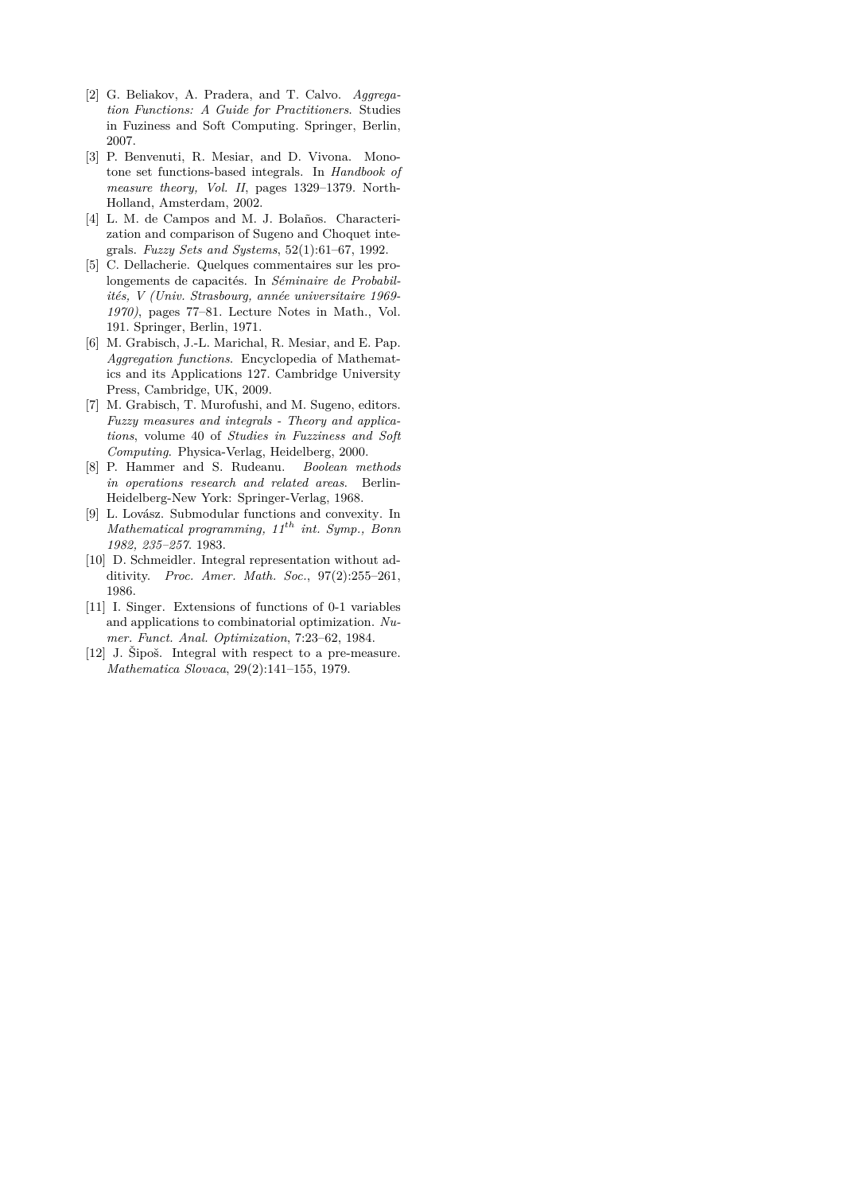[2] G. Beliakov, A. Pradera, and T. Calvo. *Aggregation Functions: A Guide for Practitioners*. Studies in Fuziness and Soft Computing. Springer, Berlin, 2007.

[3] P. Benvenuti, R. Mesiar, and D. Vivona. Monotone set functions-based integrals. In *Handbook of measure theory, Vol. II*, pages 1329–1379. North-Holland, Amsterdam, 2002.

[4] L. M. de Campos and M. J. Bolaños. Characterization and comparison of Sugeno and Choquet integrals. *Fuzzy Sets and Systems*, 52(1):61–67, 1992.

[5] C. Dellacherie. Quelques commentaires sur les prolongements de capacités. In *Séminaire de Probabilités, V (Univ. Strasbourg, année universitaire 1969-1970)*, pages 77–81. Lecture Notes in Math., Vol. 191. Springer, Berlin, 1971.

[6] M. Grabisch, J.-L. Marichal, R. Mesiar, and E. Pap. *Aggregation functions*. Encyclopedia of Mathematics and its Applications 127. Cambridge University Press, Cambridge, UK, 2009.

[7] M. Grabisch, T. Murofushi, and M. Sugeno, editors. *Fuzzy measures and integrals - Theory and applications*, volume 40 of *Studies in Fuzziness and Soft Computing*. Physica-Verlag, Heidelberg, 2000.

[8] P. Hammer and S. Rudeanu. *Boolean methods in operations research and related areas*. Berlin-Heidelberg-New York: Springer-Verlag, 1968.

[9] L. Lovász. Submodular functions and convexity. In *Mathematical programming, 11$^{th}$ int. Symp., Bonn 1982, 235–257*. 1983.

[10] D. Schmeidler. Integral representation without additivity. *Proc. Amer. Math. Soc.*, 97(2):255–261, 1986.

[11] I. Singer. Extensions of functions of 0-1 variables and applications to combinatorial optimization. *Numer. Funct. Anal. Optimization*, 7:23–62, 1984.

[12] J. Šipoš. Integral with respect to a pre-measure. *Mathematica Slovaca*, 29(2):141–155, 1979.